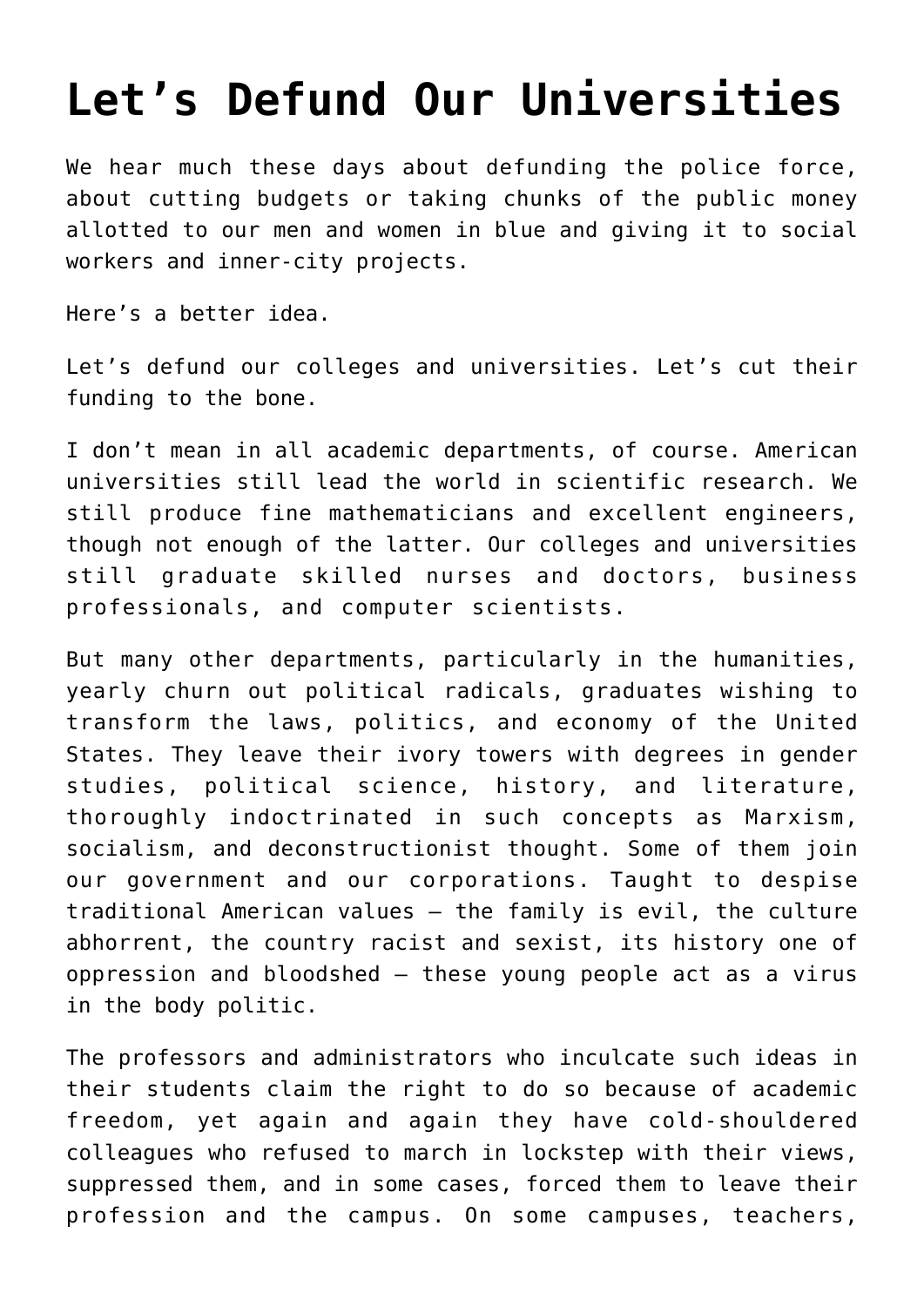# Let’s Defund Our Universities

We hear much these days about defunding the police force, about cutting budgets or taking chunks of the public money allotted to our men and women in blue and giving it to social workers and inner-city projects.

Here’s a better idea.

Let’s defund our colleges and universities. Let’s cut their funding to the bone.

I don’t mean in all academic departments, of course. American universities still lead the world in scientific research. We still produce fine mathematicians and excellent engineers, though not enough of the latter. Our colleges and universities still graduate skilled nurses and doctors, business professionals, and computer scientists.

But many other departments, particularly in the humanities, yearly churn out political radicals, graduates wishing to transform the laws, politics, and economy of the United States. They leave their ivory towers with degrees in gender studies, political science, history, and literature, thoroughly indoctrinated in such concepts as Marxism, socialism, and deconstructionist thought. Some of them join our government and our corporations. Taught to despise traditional American values – the family is evil, the culture abhorrent, the country racist and sexist, its history one of oppression and bloodshed – these young people act as a virus in the body politic.

The professors and administrators who inculcate such ideas in their students claim the right to do so because of academic freedom, yet again and again they have cold-shouldered colleagues who refused to march in lockstep with their views, suppressed them, and in some cases, forced them to leave their profession and the campus. On some campuses, teachers,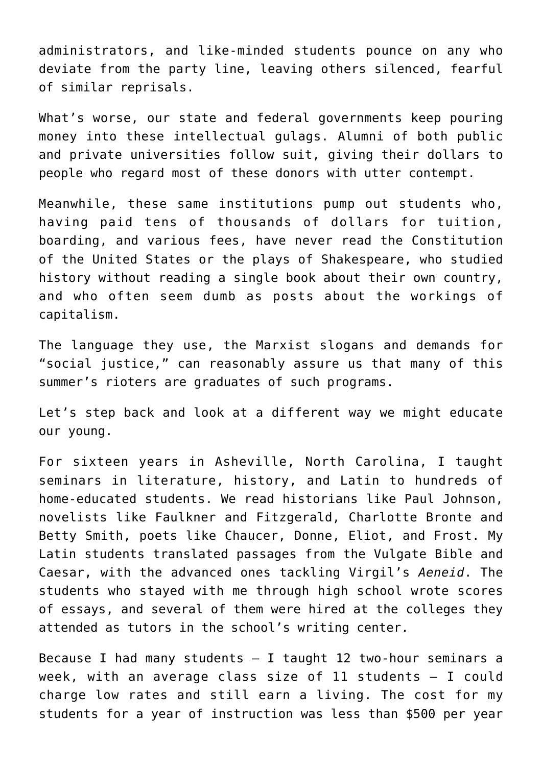administrators, and like-minded students pounce on any who deviate from the party line, leaving others silenced, fearful of similar reprisals.

What's worse, our state and federal governments keep pouring money into these intellectual gulags. Alumni of both public and private universities follow suit, giving their dollars to people who regard most of these donors with utter contempt.

Meanwhile, these same institutions pump out students who, having paid tens of thousands of dollars for tuition, boarding, and various fees, have never read the Constitution of the United States or the plays of Shakespeare, who studied history without reading a single book about their own country, and who often seem dumb as posts about the workings of capitalism.

The language they use, the Marxist slogans and demands for "social justice," can reasonably assure us that many of this summer's rioters are graduates of such programs.

Let's step back and look at a different way we might educate our young.

For sixteen years in Asheville, North Carolina, I taught seminars in literature, history, and Latin to hundreds of home-educated students. We read historians like Paul Johnson, novelists like Faulkner and Fitzgerald, Charlotte Bronte and Betty Smith, poets like Chaucer, Donne, Eliot, and Frost. My Latin students translated passages from the Vulgate Bible and Caesar, with the advanced ones tackling Virgil's *Aeneid*. The students who stayed with me through high school wrote scores of essays, and several of them were hired at the colleges they attended as tutors in the school's writing center.

Because I had many students – I taught 12 two-hour seminars a week, with an average class size of 11 students – I could charge low rates and still earn a living. The cost for my students for a year of instruction was less than $500 per year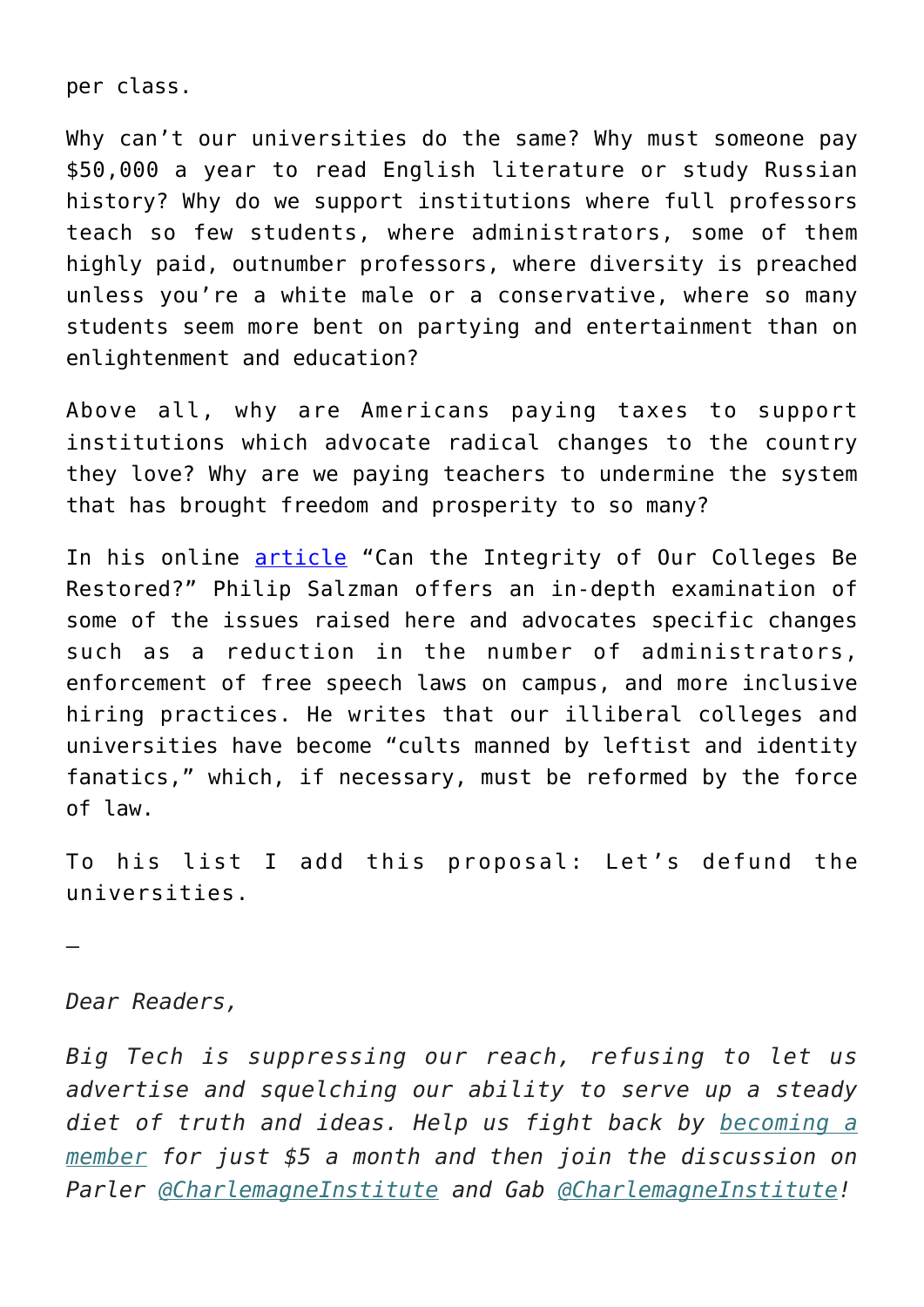per class.

Why can't our universities do the same? Why must someone pay $50,000 a year to read English literature or study Russian history? Why do we support institutions where full professors teach so few students, where administrators, some of them highly paid, outnumber professors, where diversity is preached unless you're a white male or a conservative, where so many students seem more bent on partying and entertainment than on enlightenment and education?

Above all, why are Americans paying taxes to support institutions which advocate radical changes to the country they love? Why are we paying teachers to undermine the system that has brought freedom and prosperity to so many?

In his online [article](#) "Can the Integrity of Our Colleges Be Restored?" Philip Salzman offers an in-depth examination of some of the issues raised here and advocates specific changes such as a reduction in the number of administrators, enforcement of free speech laws on campus, and more inclusive hiring practices. He writes that our illiberal colleges and universities have become "cults manned by leftist and identity fanatics," which, if necessary, must be reformed by the force of law.

To his list I add this proposal: Let's defund the universities.

—

*Dear Readers,*

*Big Tech is suppressing our reach, refusing to let us advertise and squelching our ability to serve up a steady diet of truth and ideas. Help us fight back by [becoming a member](#) for just $5 a month and then join the discussion on Parler [@CharlemagneInstitute](#) and Gab [@CharlemagneInstitute](#)!*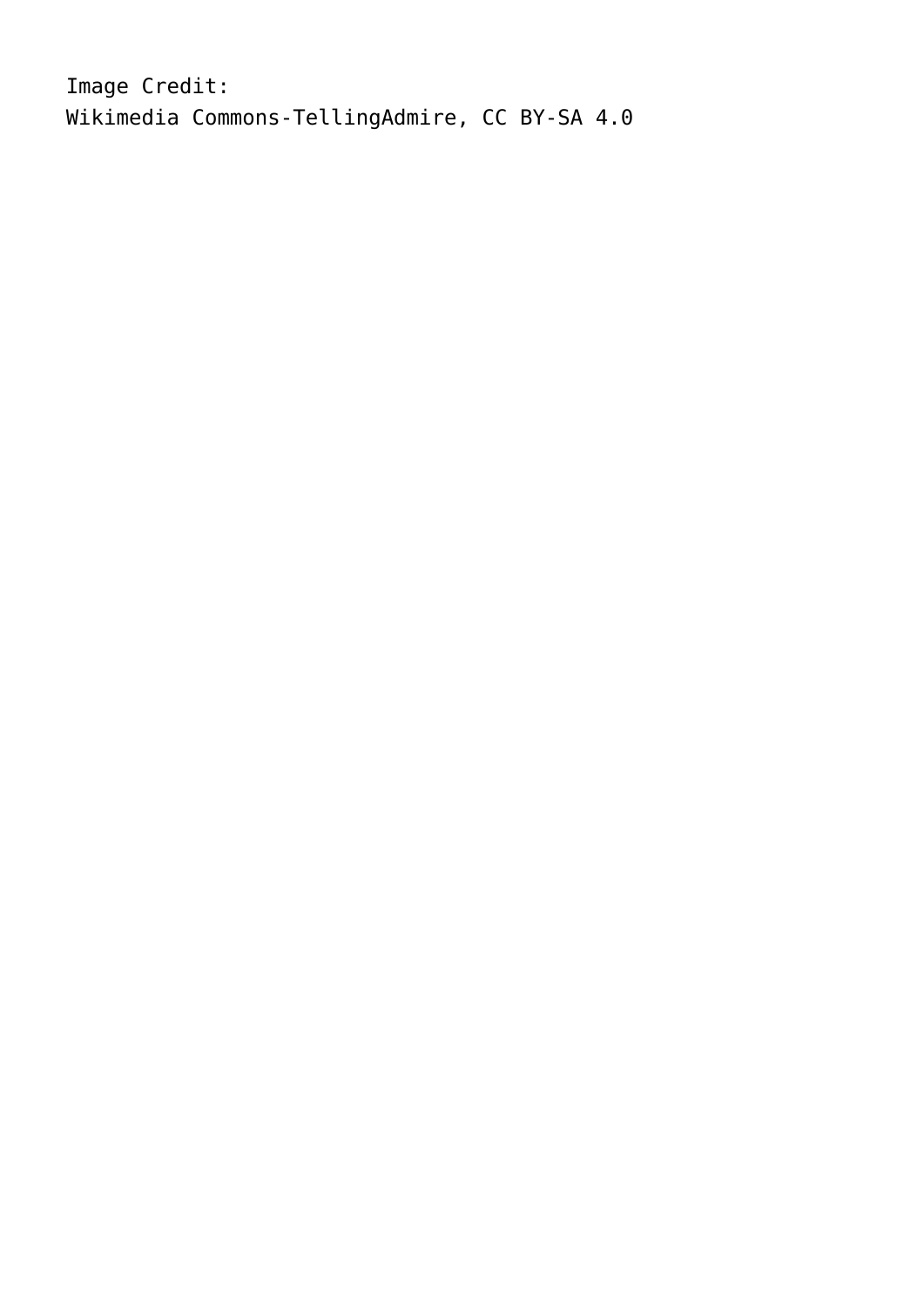Image Credit:
Wikimedia Commons-TellingAdmire, CC BY-SA 4.0